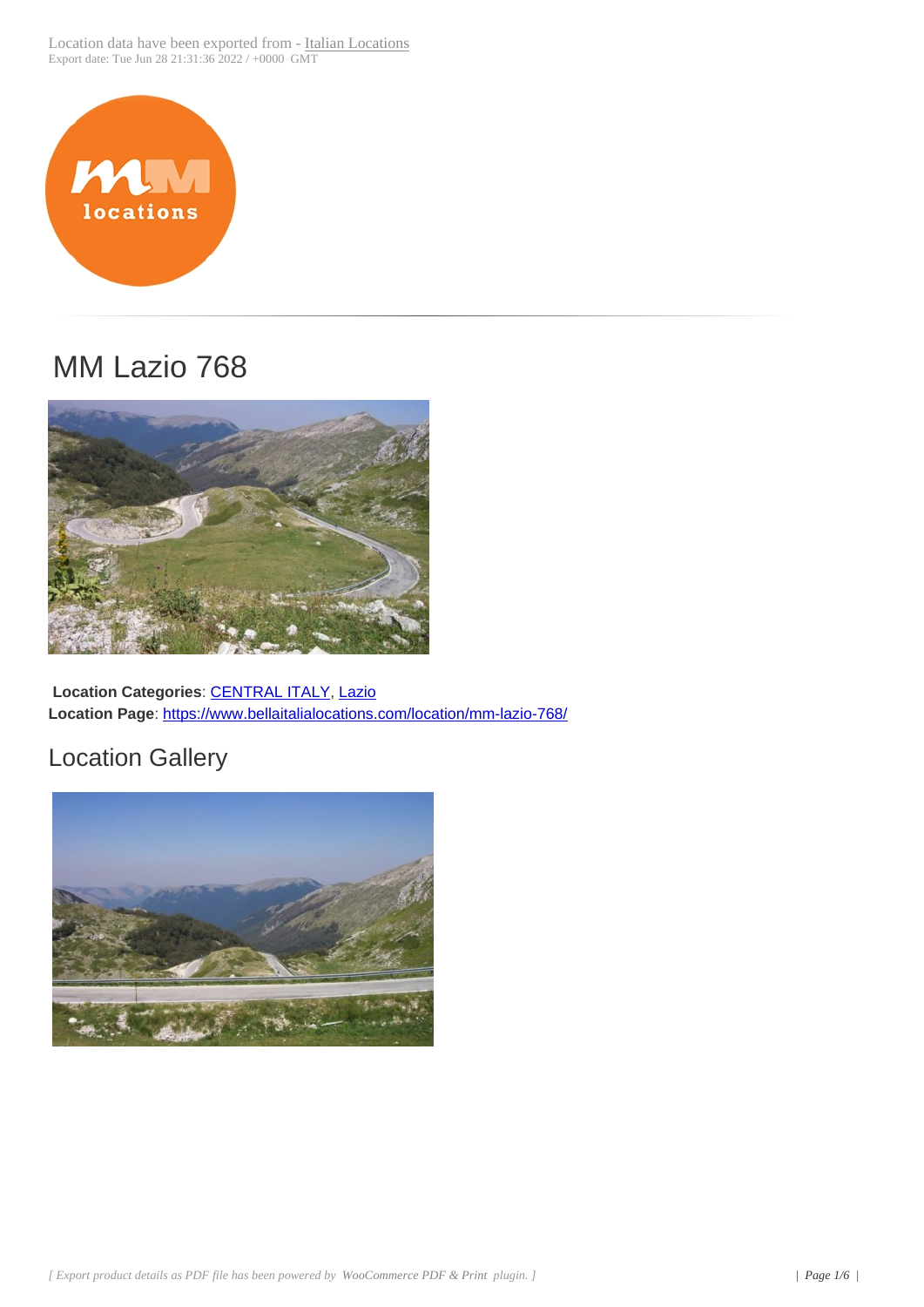Location data have been exported from - [Italian Locations](https://www.bellaitalialocations.com)
Export date: Tue Jun 28 21:31:36 2022 / +0000 GMT

# MM Lazio 768

**Location Categories**: [CENTRAL ITALY](https://www.bellaitalialocations.com), [Lazio](https://www.bellaitalialocations.com)
**Location Page**: [https://www.bellaitalialocations.com/location/mm-lazio-768/](https://www.bellaitalialocations.com/location/mm-lazio-768/)

## Location Gallery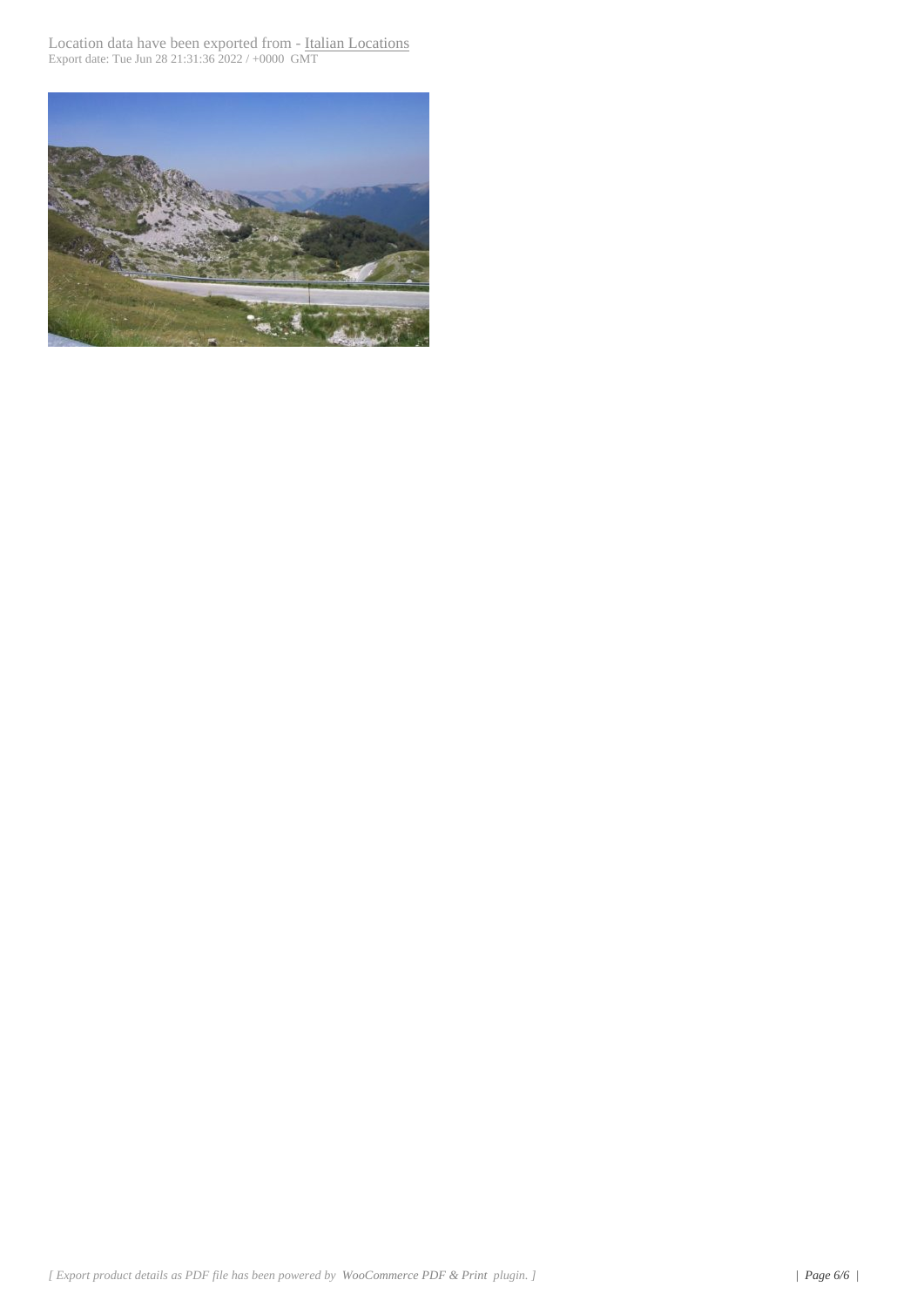Location data have been exported from - Italian Locations
Export date: Tue Jun 28 21:31:36 2022 / +0000 GMT